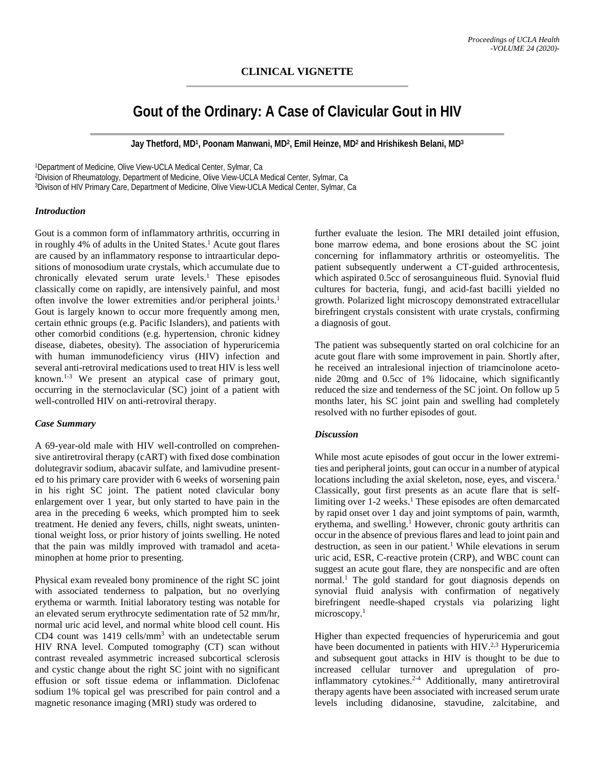CLINICAL VIGNETTE

# Gout of the Ordinary: A Case of Clavicular Gout in HIV

**Jay Thetford, MD[1], Poonam Manwani, MD[2], Emil Heinze, MD[2] and Hrishikesh Belani, MD[3]**

[1]Department of Medicine, Olive View-UCLA Medical Center, Sylmar, Ca
[2]Division of Rheumatology, Department of Medicine, Olive View-UCLA Medical Center, Sylmar, Ca
[3]Divison of HIV Primary Care, Department of Medicine, Olive View-UCLA Medical Center, Sylmar, Ca

### *Introduction*

Gout is a common form of inflammatory arthritis, occurring in in roughly 4% of adults in the United States.[1] Acute gout flares are caused by an inflammatory response to intraarticular depositions of monosodium urate crystals, which accumulate due to chronically elevated serum urate levels.[1] These episodes classically come on rapidly, are intensively painful, and most often involve the lower extremities and/or peripheral joints.[1] Gout is largely known to occur more frequently among men, certain ethnic groups (e.g. Pacific Islanders), and patients with other comorbid conditions (e.g. hypertension, chronic kidney disease, diabetes, obesity). The association of hyperuricemia with human immunodeficiency virus (HIV) infection and several anti-retroviral medications used to treat HIV is less well known.[1-3] We present an atypical case of primary gout, occurring in the sternoclavicular (SC) joint of a patient with well-controlled HIV on anti-retroviral therapy.

### *Case Summary*

A 69-year-old male with HIV well-controlled on comprehensive antiretroviral therapy (cART) with fixed dose combination dolutegravir sodium, abacavir sulfate, and lamivudine presented to his primary care provider with 6 weeks of worsening pain in his right SC joint. The patient noted clavicular bony enlargement over 1 year, but only started to have pain in the area in the preceding 6 weeks, which prompted him to seek treatment. He denied any fevers, chills, night sweats, unintentional weight loss, or prior history of joints swelling. He noted that the pain was mildly improved with tramadol and acetaminophen at home prior to presenting.

Physical exam revealed bony prominence of the right SC joint with associated tenderness to palpation, but no overlying erythema or warmth. Initial laboratory testing was notable for an elevated serum erythrocyte sedimentation rate of 52 mm/hr, normal uric acid level, and normal white blood cell count. His CD4 count was 1419 cells/mm$^3$ with an undetectable serum HIV RNA level. Computed tomography (CT) scan without contrast revealed asymmetric increased subcortical sclerosis and cystic change about the right SC joint with no significant effusion or soft tissue edema or inflammation. Diclofenac sodium 1% topical gel was prescribed for pain control and a magnetic resonance imaging (MRI) study was ordered to further evaluate the lesion. The MRI detailed joint effusion, bone marrow edema, and bone erosions about the SC joint concerning for inflammatory arthritis or osteomyelitis. The patient subsequently underwent a CT-guided arthrocentesis, which aspirated 0.5cc of serosanguineous fluid. Synovial fluid cultures for bacteria, fungi, and acid-fast bacilli yielded no growth. Polarized light microscopy demonstrated extracellular birefringent crystals consistent with urate crystals, confirming a diagnosis of gout.

The patient was subsequently started on oral colchicine for an acute gout flare with some improvement in pain. Shortly after, he received an intralesional injection of triamcinolone acetonide 20mg and 0.5cc of 1% lidocaine, which significantly reduced the size and tenderness of the SC joint. On follow up 5 months later, his SC joint pain and swelling had completely resolved with no further episodes of gout.

### *Discussion*

While most acute episodes of gout occur in the lower extremities and peripheral joints, gout can occur in a number of atypical locations including the axial skeleton, nose, eyes, and viscera.[1] Classically, gout first presents as an acute flare that is self-limiting over 1-2 weeks.[1] These episodes are often demarcated by rapid onset over 1 day and joint symptoms of pain, warmth, erythema, and swelling.[1] However, chronic gouty arthritis can occur in the absence of previous flares and lead to joint pain and destruction, as seen in our patient.[1] While elevations in serum uric acid, ESR, C-reactive protein (CRP), and WBC count can suggest an acute gout flare, they are nonspecific and are often normal.[1] The gold standard for gout diagnosis depends on synovial fluid analysis with confirmation of negatively birefringent needle-shaped crystals via polarizing light microscopy.[1]

Higher than expected frequencies of hyperuricemia and gout have been documented in patients with HIV.[2,3] Hyperuricemia and subsequent gout attacks in HIV is thought to be due to increased cellular turnover and upregulation of pro-inflammatory cytokines.[2-4] Additionally, many antiretroviral therapy agents have been associated with increased serum urate levels including didanosine, stavudine, zalcitabine, and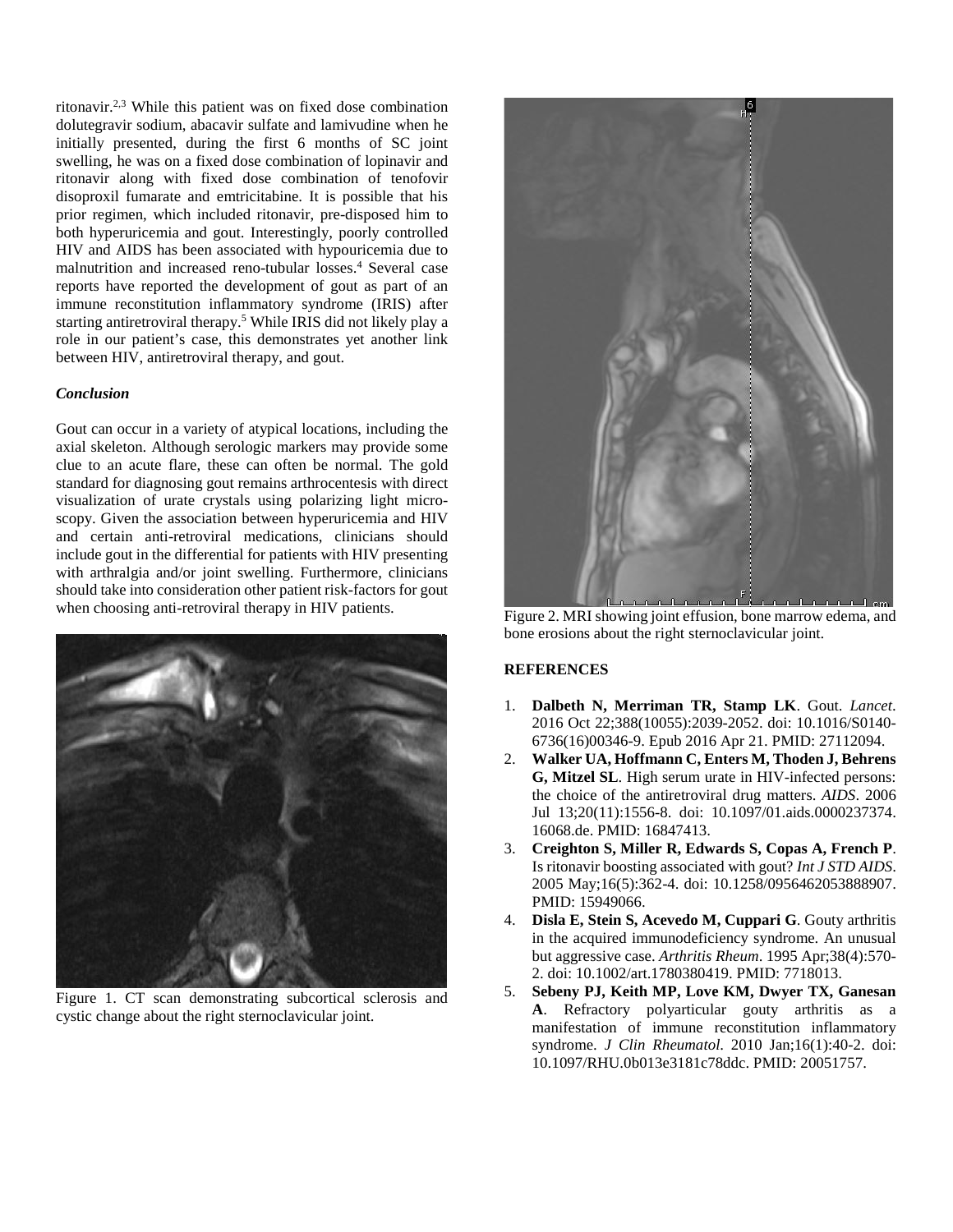ritonavir.[2,3] While this patient was on fixed dose combination dolutegravir sodium, abacavir sulfate and lamivudine when he initially presented, during the first 6 months of SC joint swelling, he was on a fixed dose combination of lopinavir and ritonavir along with fixed dose combination of tenofovir disoproxil fumarate and emtricitabine. It is possible that his prior regimen, which included ritonavir, pre-disposed him to both hyperuricemia and gout. Interestingly, poorly controlled HIV and AIDS has been associated with hypouricemia due to malnutrition and increased reno-tubular losses.[4] Several case reports have reported the development of gout as part of an immune reconstitution inflammatory syndrome (IRIS) after starting antiretroviral therapy.[5] While IRIS did not likely play a role in our patient's case, this demonstrates yet another link between HIV, antiretroviral therapy, and gout.

### *Conclusion*

Gout can occur in a variety of atypical locations, including the axial skeleton. Although serologic markers may provide some clue to an acute flare, these can often be normal. The gold standard for diagnosing gout remains arthrocentesis with direct visualization of urate crystals using polarizing light microscopy. Given the association between hyperuricemia and HIV and certain anti-retroviral medications, clinicians should include gout in the differential for patients with HIV presenting with arthralgia and/or joint swelling. Furthermore, clinicians should take into consideration other patient risk-factors for gout when choosing anti-retroviral therapy in HIV patients.

Figure 1. CT scan demonstrating subcortical sclerosis and cystic change about the right sternoclavicular joint.

Figure 2. MRI showing joint effusion, bone marrow edema, and bone erosions about the right sternoclavicular joint.

## REFERENCES

1. **Dalbeth N, Merriman TR, Stamp LK**. Gout. *Lancet*. 2016 Oct 22;388(10055):2039-2052. doi: 10.1016/S0140-6736(16)00346-9. Epub 2016 Apr 21. PMID: 27112094.
2. **Walker UA, Hoffmann C, Enters M, Thoden J, Behrens G, Mitzel SL**. High serum urate in HIV-infected persons: the choice of the antiretroviral drug matters. *AIDS*. 2006 Jul 13;20(11):1556-8. doi: 10.1097/01.aids.0000237374.16068.de. PMID: 16847413.
3. **Creighton S, Miller R, Edwards S, Copas A, French P**. Is ritonavir boosting associated with gout? *Int J STD AIDS*. 2005 May;16(5):362-4. doi: 10.1258/0956462053888907. PMID: 15949066.
4. **Disla E, Stein S, Acevedo M, Cuppari G**. Gouty arthritis in the acquired immunodeficiency syndrome. An unusual but aggressive case. *Arthritis Rheum*. 1995 Apr;38(4):570-2. doi: 10.1002/art.1780380419. PMID: 7718013.
5. **Sebeny PJ, Keith MP, Love KM, Dwyer TX, Ganesan A**. Refractory polyarticular gouty arthritis as a manifestation of immune reconstitution inflammatory syndrome. *J Clin Rheumatol*. 2010 Jan;16(1):40-2. doi: 10.1097/RHU.0b013e3181c78ddc. PMID: 20051757.